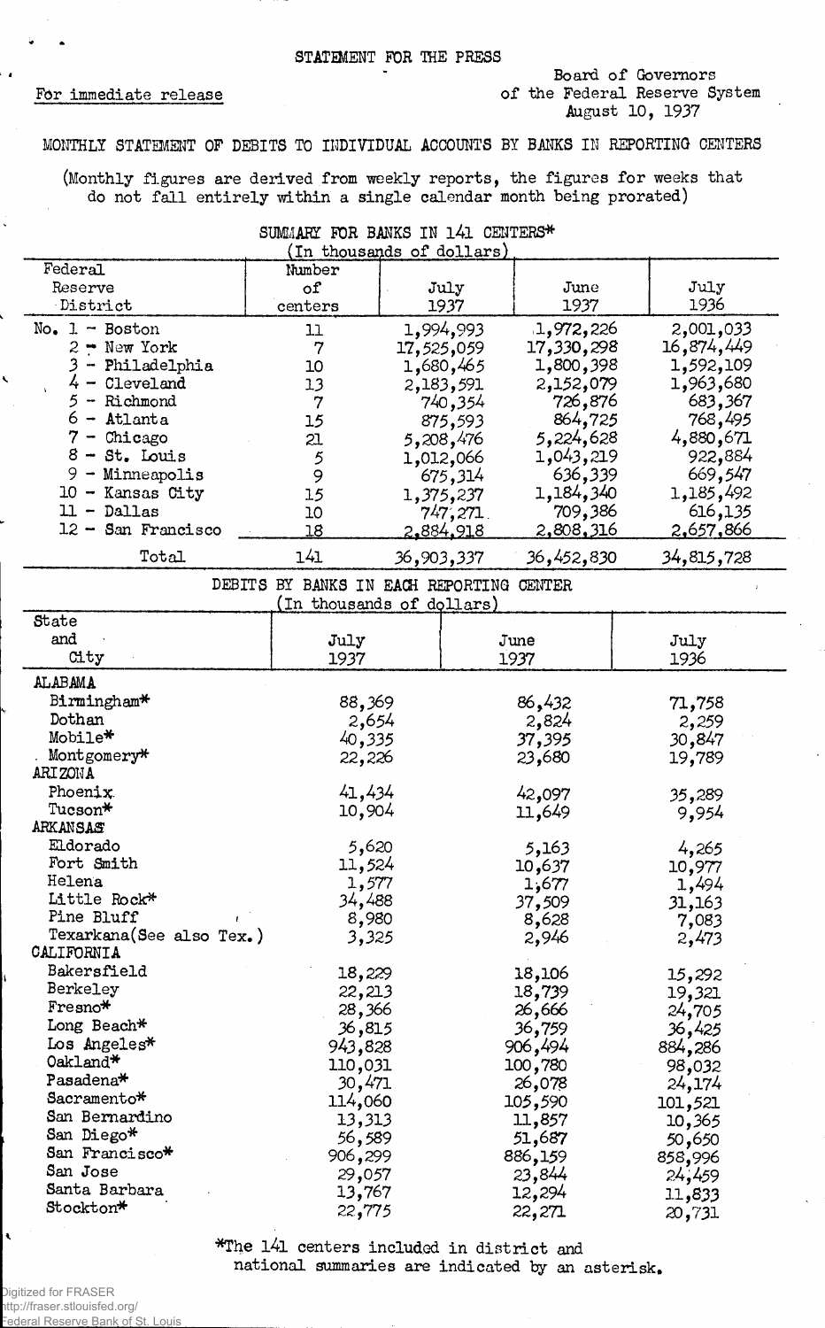STATEMENT FOR THE PRESS

For immediate release

Board of Governors
of the Federal Reserve System
August 10, 1937

MONTHLY STATEMENT OF DEBITS TO INDIVIDUAL ACCOUNTS BY BANKS IN REPORTING CENTERS

(Monthly figures are derived from weekly reports, the figures for weeks that do not fall entirely within a single calendar month being prorated)

SUMMARY FOR BANKS IN 141 CENTERS*
(In thousands of dollars)

| Federal Reserve District | Number of centers | July 1937 | June 1937 | July 1936 |
|---|---|---|---|---|
| No. 1 - Boston | 11 | 1,994,993 | 1,972,226 | 2,001,033 |
| 2 - New York | 7 | 17,525,059 | 17,330,298 | 16,874,449 |
| 3 - Philadelphia | 10 | 1,680,465 | 1,800,398 | 1,592,109 |
| 4 - Cleveland | 13 | 2,183,591 | 2,152,079 | 1,963,680 |
| 5 - Richmond | 7 | 740,354 | 726,876 | 683,367 |
| 6 - Atlanta | 15 | 875,593 | 864,725 | 768,495 |
| 7 - Chicago | 21 | 5,208,476 | 5,224,628 | 4,880,671 |
| 8 - St. Louis | 5 | 1,012,066 | 1,043,219 | 922,884 |
| 9 - Minneapolis | 9 | 675,314 | 636,339 | 669,547 |
| 10 - Kansas City | 15 | 1,375,237 | 1,184,340 | 1,185,492 |
| 11 - Dallas | 10 | 747,271 | 709,386 | 616,135 |
| 12 - San Francisco | 18 | 2,884,918 | 2,808,316 | 2,657,866 |
| Total | 141 | 36,903,337 | 36,452,830 | 34,815,728 |

DEBITS BY BANKS IN EACH REPORTING CENTER
(In thousands of dollars)

| State and City | July 1937 | June 1937 | July 1936 |
|---|---|---|---|
| **ALABAMA** | | | |
| Birmingham* | 88,369 | 86,432 | 71,758 |
| Dothan | 2,654 | 2,824 | 2,259 |
| Mobile* | 40,335 | 37,395 | 30,847 |
| Montgomery* | 22,226 | 23,680 | 19,789 |
| **ARIZONA** | | | |
| Phoenix | 41,434 | 42,097 | 35,289 |
| Tucson* | 10,904 | 11,649 | 9,954 |
| **ARKANSAS** | | | |
| Eldorado | 5,620 | 5,163 | 4,265 |
| Fort Smith | 11,524 | 10,637 | 10,977 |
| Helena | 1,577 | 1,677 | 1,494 |
| Little Rock* | 34,488 | 37,509 | 31,163 |
| Pine Bluff | 8,980 | 8,628 | 7,083 |
| Texarkana (See also Tex.) | 3,325 | 2,946 | 2,473 |
| **CALIFORNIA** | | | |
| Bakersfield | 18,229 | 18,106 | 15,292 |
| Berkeley | 22,213 | 18,739 | 19,321 |
| Fresno* | 28,366 | 26,666 | 24,705 |
| Long Beach* | 36,815 | 36,759 | 36,425 |
| Los Angeles* | 943,828 | 906,494 | 884,286 |
| Oakland* | 110,031 | 100,780 | 98,032 |
| Pasadena* | 30,471 | 26,078 | 24,174 |
| Sacramento* | 114,060 | 105,590 | 101,521 |
| San Bernardino | 13,313 | 11,857 | 10,365 |
| San Diego* | 56,589 | 51,687 | 50,650 |
| San Francisco* | 906,299 | 886,159 | 858,996 |
| San Jose | 29,057 | 23,844 | 24,459 |
| Santa Barbara | 13,767 | 12,294 | 11,833 |
| Stockton* | 22,775 | 22,271 | 20,731 |

*The 141 centers included in district and national summaries are indicated by an asterisk.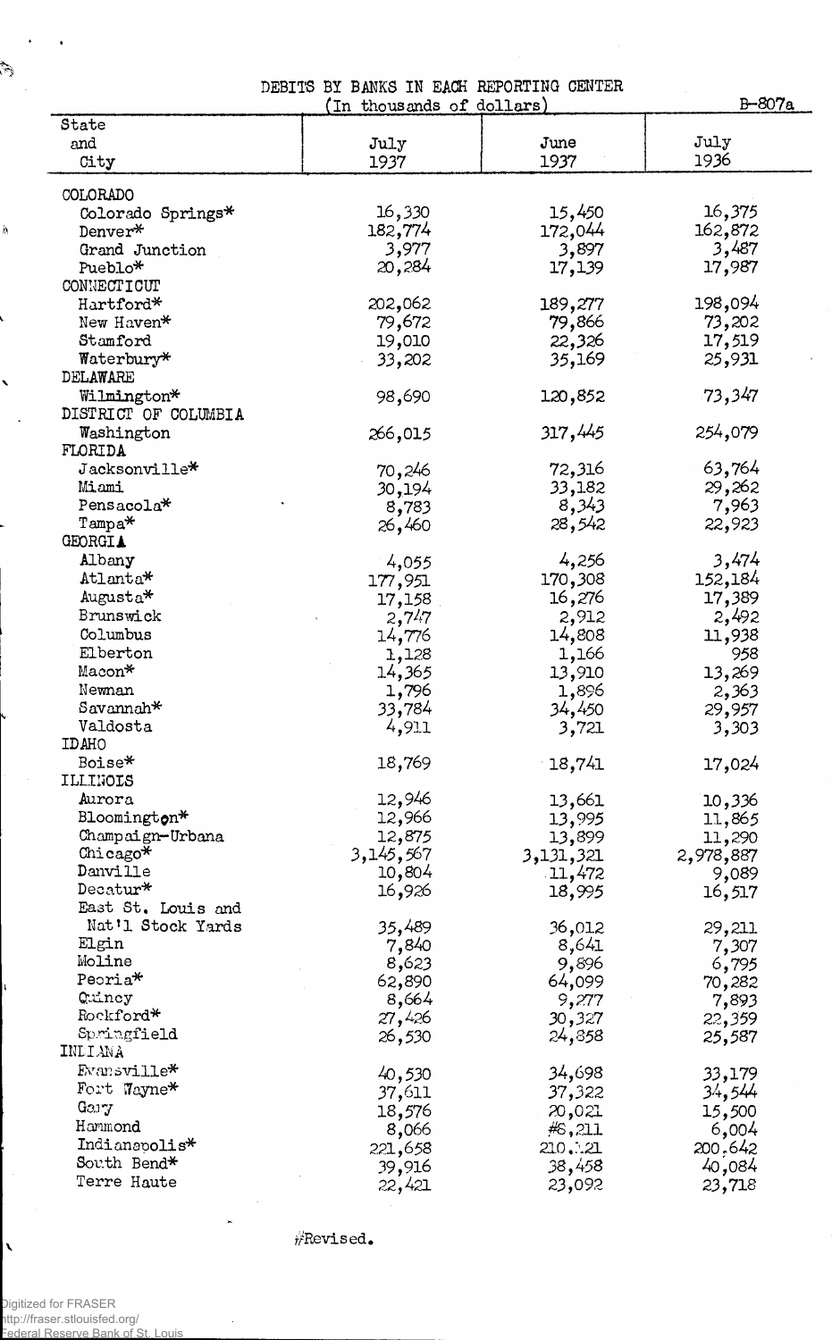DEBITS BY BANKS IN EACH REPORTING CENTER

(In thousands of dollars)

B-807a

| State and City | July 1937 | June 1937 | July 1936 |
|---|---|---|---|
| COLORADO | | | |
| Colorado Springs* | 16,330 | 15,450 | 16,375 |
| Denver* | 182,774 | 172,044 | 162,872 |
| Grand Junction | 3,977 | 3,897 | 3,487 |
| Pueblo* | 20,284 | 17,139 | 17,987 |
| CONNECTICUT | | | |
| Hartford* | 202,062 | 189,277 | 198,094 |
| New Haven* | 79,672 | 79,866 | 73,202 |
| Stamford | 19,010 | 22,326 | 17,519 |
| Waterbury* | 33,202 | 35,169 | 25,931 |
| DELAWARE | | | |
| Wilmington* | 98,690 | 120,852 | 73,347 |
| DISTRICT OF COLUMBIA | | | |
| Washington | 266,015 | 317,445 | 254,079 |
| FLORIDA | | | |
| Jacksonville* | 70,246 | 72,316 | 63,764 |
| Miami | 30,194 | 33,182 | 29,262 |
| Pensacola* | 8,783 | 8,343 | 7,963 |
| Tampa* | 26,460 | 28,542 | 22,923 |
| GEORGIA | | | |
| Albany | 4,055 | 4,256 | 3,474 |
| Atlanta* | 177,951 | 170,308 | 152,184 |
| Augusta* | 17,158 | 16,276 | 17,389 |
| Brunswick | 2,747 | 2,912 | 2,492 |
| Columbus | 14,776 | 14,808 | 11,938 |
| Elberton | 1,128 | 1,166 | 958 |
| Macon* | 14,365 | 13,910 | 13,269 |
| Newnan | 1,796 | 1,896 | 2,363 |
| Savannah* | 33,784 | 34,450 | 29,957 |
| Valdosta | 4,911 | 3,721 | 3,303 |
| IDAHO | | | |
| Boise* | 18,769 | 18,741 | 17,024 |
| ILLINOIS | | | |
| Aurora | 12,946 | 13,661 | 10,336 |
| Bloomington* | 12,966 | 13,995 | 11,865 |
| Champaign-Urbana | 12,875 | 13,899 | 11,290 |
| Chicago* | 3,145,567 | 3,131,321 | 2,978,887 |
| Danville | 10,804 | 11,472 | 9,089 |
| Decatur* | 16,926 | 18,995 | 16,517 |
| East St. Louis and Nat'l Stock Yards | 35,489 | 36,012 | 29,211 |
| Elgin | 7,840 | 8,641 | 7,307 |
| Moline | 8,623 | 9,896 | 6,795 |
| Peoria* | 62,890 | 64,099 | 70,282 |
| Quincy | 8,664 | 9,277 | 7,893 |
| Rockford* | 27,426 | 30,327 | 22,359 |
| Springfield | 26,530 | 24,858 | 25,587 |
| INDIANA | | | |
| Evansville* | 40,530 | 34,698 | 33,179 |
| Fort Wayne* | 37,611 | 37,322 | 34,544 |
| Gary | 18,576 | 20,021 | 15,500 |
| Hammond | 8,066 | #8,211 | 6,004 |
| Indianapolis* | 221,658 | 210,121 | 200,642 |
| South Bend* | 39,916 | 38,458 | 40,084 |
| Terre Haute | 22,421 | 23,092 | 23,718 |

#Revised.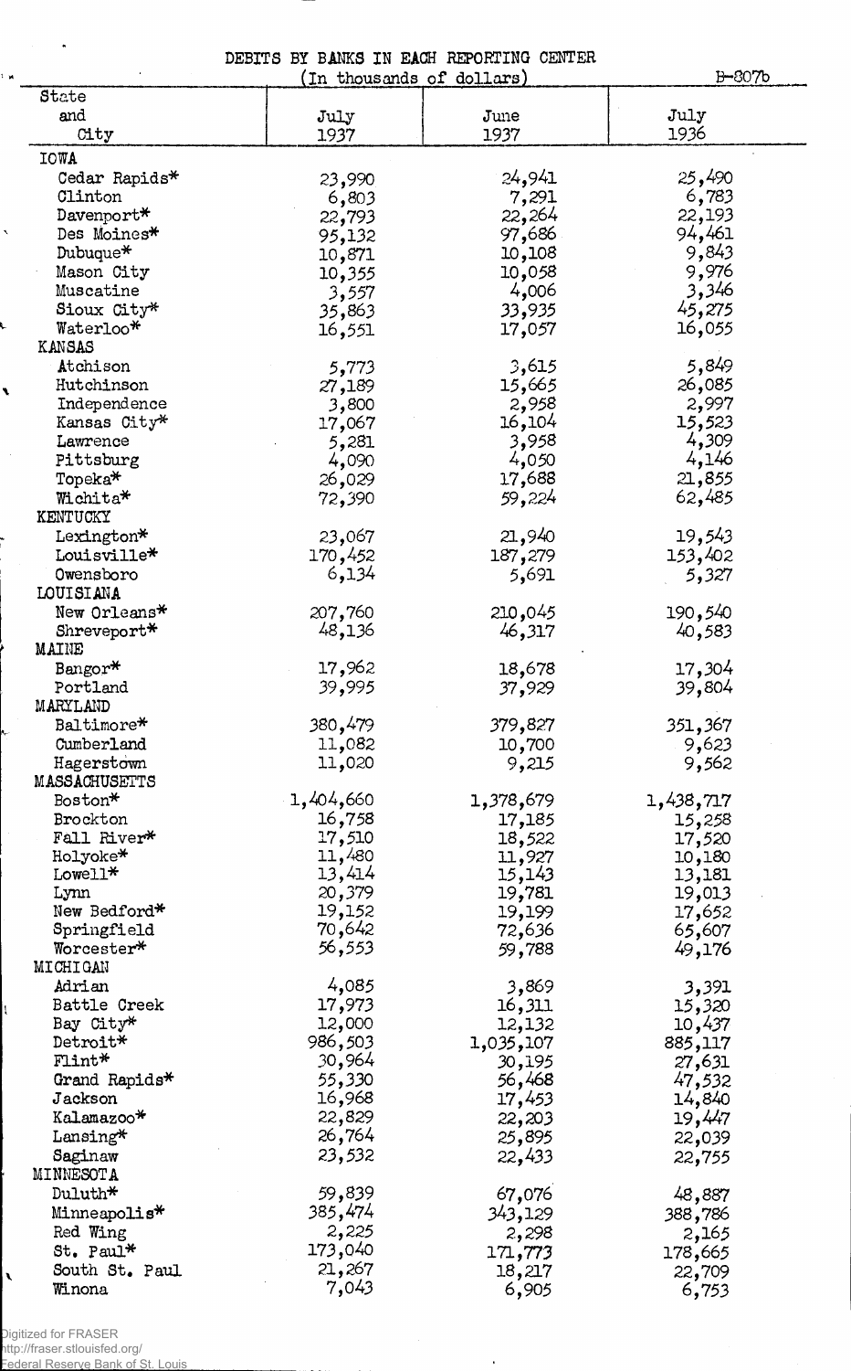DEBITS BY BANKS IN EACH REPORTING CENTER

(In thousands of dollars)

B-807b

| State and City | July 1937 | June 1937 | July 1936 |
|---|---|---|---|
| IOWA | | | |
| Cedar Rapids* | 23,990 | 24,941 | 25,490 |
| Clinton | 6,803 | 7,291 | 6,783 |
| Davenport* | 22,793 | 22,264 | 22,193 |
| Des Moines* | 95,132 | 97,686 | 94,461 |
| Dubuque* | 10,871 | 10,108 | 9,843 |
| Mason City | 10,355 | 10,058 | 9,976 |
| Muscatine | 3,557 | 4,006 | 3,346 |
| Sioux City* | 35,863 | 33,935 | 45,275 |
| Waterloo* | 16,551 | 17,057 | 16,055 |
| KANSAS | | | |
| Atchison | 5,773 | 3,615 | 5,849 |
| Hutchinson | 27,189 | 15,665 | 26,085 |
| Independence | 3,800 | 2,958 | 2,997 |
| Kansas City* | 17,067 | 16,104 | 15,523 |
| Lawrence | 5,281 | 3,958 | 4,309 |
| Pittsburg | 4,090 | 4,050 | 4,146 |
| Topeka* | 26,029 | 17,688 | 21,855 |
| Wichita* | 72,390 | 59,224 | 62,485 |
| KENTUCKY | | | |
| Lexington* | 23,067 | 21,940 | 19,543 |
| Louisville* | 170,452 | 187,279 | 153,402 |
| Owensboro | 6,134 | 5,691 | 5,327 |
| LOUISIANA | | | |
| New Orleans* | 207,760 | 210,045 | 190,540 |
| Shreveport* | 48,136 | 46,317 | 40,583 |
| MAINE | | | |
| Bangor* | 17,962 | 18,678 | 17,304 |
| Portland | 39,995 | 37,929 | 39,804 |
| MARYLAND | | | |
| Baltimore* | 380,479 | 379,827 | 351,367 |
| Cumberland | 11,082 | 10,700 | 9,623 |
| Hagerstown | 11,020 | 9,215 | 9,562 |
| MASSACHUSETTS | | | |
| Boston* | 1,404,660 | 1,378,679 | 1,438,717 |
| Brockton | 16,758 | 17,185 | 15,258 |
| Fall River* | 17,510 | 18,522 | 17,520 |
| Holyoke* | 11,480 | 11,927 | 10,180 |
| Lowell* | 13,414 | 15,143 | 13,181 |
| Lynn | 20,379 | 19,781 | 19,013 |
| New Bedford* | 19,152 | 19,199 | 17,652 |
| Springfield | 70,642 | 72,636 | 65,607 |
| Worcester* | 56,553 | 59,788 | 49,176 |
| MICHIGAN | | | |
| Adrian | 4,085 | 3,869 | 3,391 |
| Battle Creek | 17,973 | 16,311 | 15,320 |
| Bay City* | 12,000 | 12,132 | 10,437 |
| Detroit* | 986,503 | 1,035,107 | 885,117 |
| Flint* | 30,964 | 30,195 | 27,631 |
| Grand Rapids* | 55,330 | 56,468 | 47,532 |
| Jackson | 16,968 | 17,453 | 14,840 |
| Kalamazoo* | 22,829 | 22,203 | 19,447 |
| Lansing* | 26,764 | 25,895 | 22,039 |
| Saginaw | 23,532 | 22,433 | 22,755 |
| MINNESOTA | | | |
| Duluth* | 59,839 | 67,076 | 48,887 |
| Minneapolis* | 385,474 | 343,129 | 388,786 |
| Red Wing | 2,225 | 2,298 | 2,165 |
| St. Paul* | 173,040 | 171,773 | 178,665 |
| South St. Paul | 21,267 | 18,217 | 22,709 |
| Winona | 7,043 | 6,905 | 6,753 |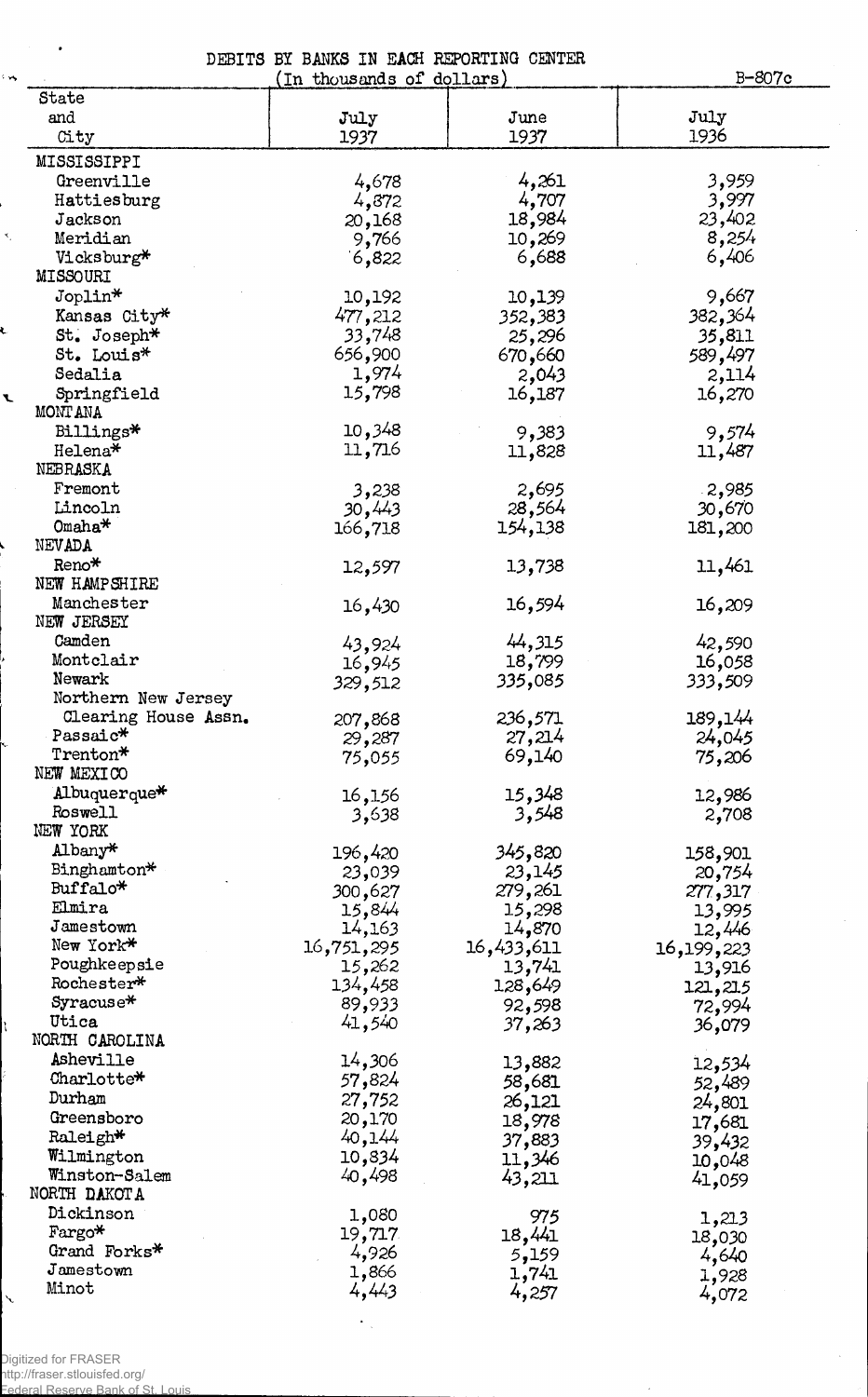DEBITS BY BANKS IN EACH REPORTING CENTER

(In thousands of dollars)

B-807c

| State and City | July 1937 | June 1937 | July 1936 |
|---|---|---|---|
| MISSISSIPPI | | | |
| Greenville | 4,678 | 4,261 | 3,959 |
| Hattiesburg | 4,872 | 4,707 | 3,997 |
| Jackson | 20,168 | 18,984 | 23,402 |
| Meridian | 9,766 | 10,269 | 8,254 |
| Vicksburg* | 6,822 | 6,688 | 6,406 |
| MISSOURI | | | |
| Joplin* | 10,192 | 10,139 | 9,667 |
| Kansas City* | 477,212 | 352,383 | 382,364 |
| St. Joseph* | 33,748 | 25,296 | 35,811 |
| St. Louis* | 656,900 | 670,660 | 589,497 |
| Sedalia | 1,974 | 2,043 | 2,114 |
| Springfield | 15,798 | 16,187 | 16,270 |
| MONTANA | | | |
| Billings* | 10,348 | 9,383 | 9,574 |
| Helena* | 11,716 | 11,828 | 11,487 |
| NEBRASKA | | | |
| Fremont | 3,238 | 2,695 | 2,985 |
| Lincoln | 30,443 | 28,564 | 30,670 |
| Omaha* | 166,718 | 154,138 | 181,200 |
| NEVADA | | | |
| Reno* | 12,597 | 13,738 | 11,461 |
| NEW HAMPSHIRE | | | |
| Manchester | 16,430 | 16,594 | 16,209 |
| NEW JERSEY | | | |
| Camden | 43,924 | 44,315 | 42,590 |
| Montclair | 16,945 | 18,799 | 16,058 |
| Newark | 329,512 | 335,085 | 333,509 |
| Northern New Jersey Clearing House Assn. | 207,868 | 236,571 | 189,144 |
| Passaic* | 29,287 | 27,214 | 24,045 |
| Trenton* | 75,055 | 69,140 | 75,206 |
| NEW MEXICO | | | |
| Albuquerque* | 16,156 | 15,348 | 12,986 |
| Roswell | 3,638 | 3,548 | 2,708 |
| NEW YORK | | | |
| Albany* | 196,420 | 345,820 | 158,901 |
| Binghamton* | 23,039 | 23,145 | 20,754 |
| Buffalo* | 300,627 | 279,261 | 277,317 |
| Elmira | 15,844 | 15,298 | 13,995 |
| Jamestown | 14,163 | 14,870 | 12,446 |
| New York* | 16,751,295 | 16,433,611 | 16,199,223 |
| Poughkeepsie | 15,262 | 13,741 | 13,916 |
| Rochester* | 134,458 | 128,649 | 121,215 |
| Syracuse* | 89,933 | 92,598 | 72,994 |
| Utica | 41,540 | 37,263 | 36,079 |
| NORTH CAROLINA | | | |
| Asheville | 14,306 | 13,882 | 12,534 |
| Charlotte* | 57,824 | 58,681 | 52,489 |
| Durham | 27,752 | 26,121 | 24,801 |
| Greensboro | 20,170 | 18,978 | 17,681 |
| Raleigh* | 40,144 | 37,883 | 39,432 |
| Wilmington | 10,834 | 11,346 | 10,048 |
| Winston-Salem | 40,498 | 43,211 | 41,059 |
| NORTH DAKOTA | | | |
| Dickinson | 1,080 | 975 | 1,213 |
| Fargo* | 19,717 | 18,441 | 18,030 |
| Grand Forks* | 4,926 | 5,159 | 4,640 |
| Jamestown | 1,866 | 1,741 | 1,928 |
| Minot | 4,443 | 4,257 | 4,072 |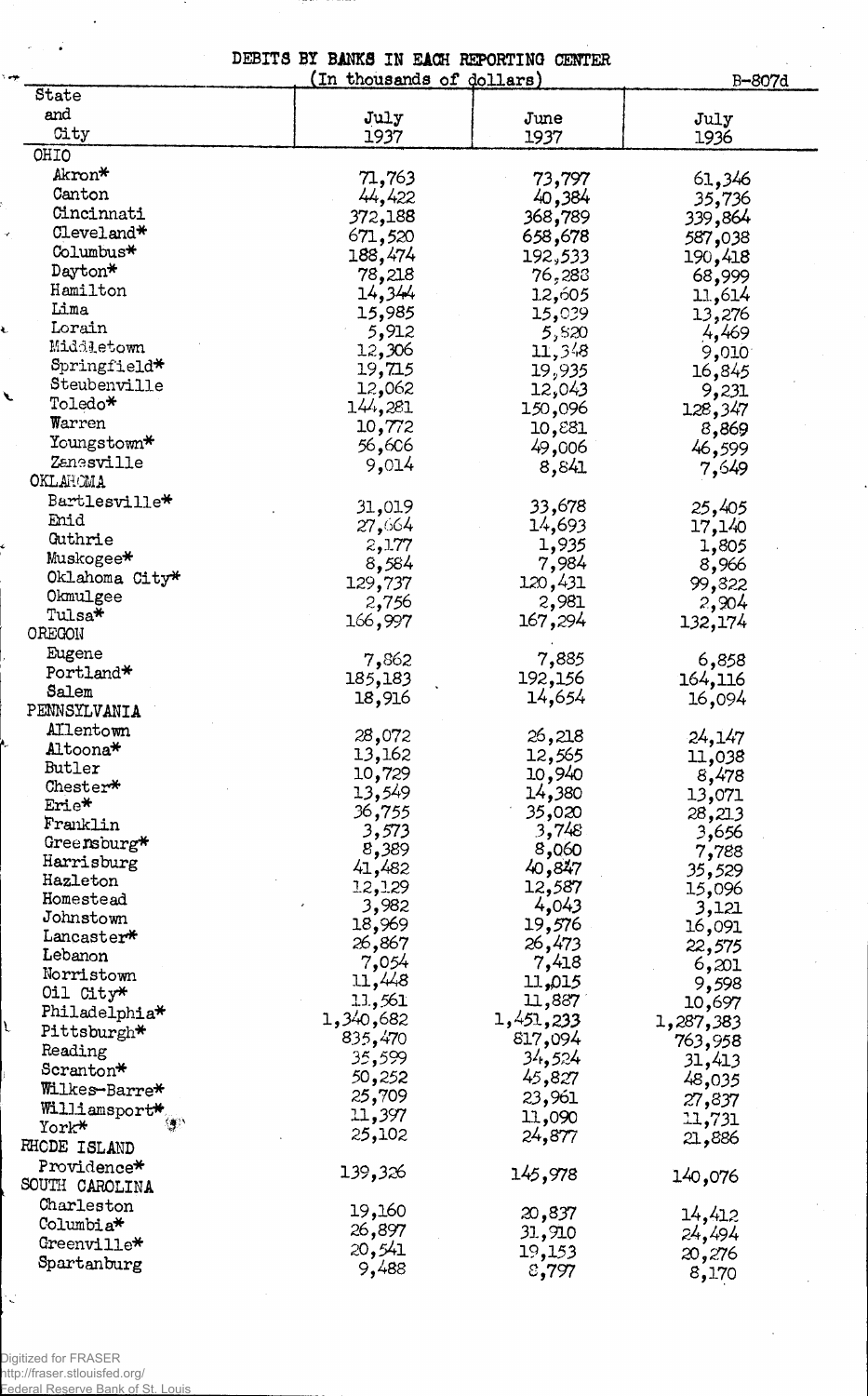# DEBITS BY BANKS IN EACH REPORTING CENTER

(In thousands of dollars)

B-807d

| State and City | July 1937 | June 1937 | July 1936 |
|---|---|---|---|
| OHIO | | | |
| Akron* | 71,763 | 73,797 | 61,346 |
| Canton | 44,422 | 40,384 | 35,736 |
| Cincinnati | 372,188 | 368,789 | 339,864 |
| Cleveland* | 671,520 | 658,678 | 587,038 |
| Columbus* | 188,474 | 192,533 | 190,418 |
| Dayton* | 78,218 | 76,288 | 68,999 |
| Hamilton | 14,344 | 12,605 | 11,614 |
| Lima | 15,985 | 15,039 | 13,276 |
| Lorain | 5,912 | 5,520 | 4,469 |
| Middletown | 12,306 | 11,348 | 9,010 |
| Springfield* | 19,715 | 19,935 | 16,845 |
| Steubenville | 12,062 | 12,043 | 9,231 |
| Toledo* | 144,281 | 150,096 | 128,347 |
| Warren | 10,772 | 10,881 | 8,869 |
| Youngstown* | 56,606 | 49,006 | 46,599 |
| Zanesville | 9,014 | 8,841 | 7,649 |
| OKLAHOMA | | | |
| Bartlesville* | 31,019 | 33,678 | 25,405 |
| Enid | 27,664 | 14,693 | 17,140 |
| Guthrie | 2,177 | 1,935 | 1,805 |
| Muskogee* | 8,584 | 7,984 | 8,966 |
| Oklahoma City* | 129,737 | 120,431 | 99,822 |
| Okmulgee | 2,756 | 2,981 | 2,904 |
| Tulsa* | 166,997 | 167,294 | 132,174 |
| OREGON | | | |
| Eugene | 7,862 | 7,885 | 6,858 |
| Portland* | 185,183 | 192,156 | 164,116 |
| Salem | 18,916 | 14,654 | 16,094 |
| PENNSYLVANIA | | | |
| Allentown | 28,072 | 26,218 | 24,147 |
| Altoona* | 13,162 | 12,565 | 11,038 |
| Butler | 10,729 | 10,940 | 8,478 |
| Chester* | 13,549 | 14,380 | 13,071 |
| Erie* | 36,755 | 35,020 | 28,213 |
| Franklin | 3,573 | 3,748 | 3,656 |
| Greensburg* | 8,389 | 8,060 | 7,788 |
| Harrisburg | 41,482 | 40,847 | 35,529 |
| Hazleton | 12,129 | 12,587 | 15,096 |
| Homestead | 3,982 | 4,043 | 3,121 |
| Johnstown | 18,969 | 19,576 | 16,091 |
| Lancaster* | 26,867 | 26,473 | 22,575 |
| Lebanon | 7,054 | 7,418 | 6,201 |
| Norristown | 11,448 | 11,015 | 9,598 |
| Oil City* | 11,561 | 11,887 | 10,697 |
| Philadelphia* | 1,340,682 | 1,451,233 | 1,287,383 |
| Pittsburgh* | 835,470 | 817,094 | 763,958 |
| Reading | 35,599 | 34,524 | 31,413 |
| Scranton* | 50,252 | 45,827 | 48,035 |
| Wilkes-Barre* | 25,709 | 23,961 | 27,837 |
| Williamsport* | 11,397 | 11,090 | 11,731 |
| York* | 25,102 | 24,877 | 21,886 |
| RHODE ISLAND | | | |
| Providence* | 139,326 | 145,978 | 140,076 |
| SOUTH CAROLINA | | | |
| Charleston | 19,160 | 20,837 | 14,412 |
| Columbia* | 26,897 | 31,910 | 24,494 |
| Greenville* | 20,541 | 19,153 | 20,276 |
| Spartanburg | 9,488 | 8,797 | 8,170 |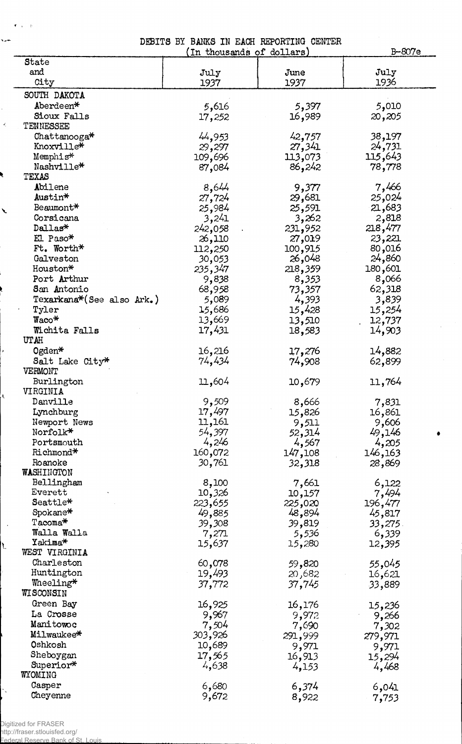DEBITS BY BANKS IN EACH REPORTING CENTER
(In thousands of dollars)

B-807e

| State and City | July 1937 | June 1937 | July 1936 |
|---|---|---|---|
| SOUTH DAKOTA | | | |
| Aberdeen* | 5,616 | 5,397 | 5,010 |
| Sioux Falls | 17,252 | 16,989 | 20,205 |
| TENNESSEE | | | |
| Chattanooga* | 44,953 | 42,757 | 38,197 |
| Knoxville* | 29,297 | 27,341 | 24,731 |
| Memphis* | 109,696 | 113,073 | 115,643 |
| Nashville* | 87,084 | 86,242 | 78,778 |
| TEXAS | | | |
| Abilene | 8,644 | 9,377 | 7,466 |
| Austin* | 27,724 | 29,681 | 25,024 |
| Beaumont* | 25,984 | 25,591 | 21,683 |
| Corsicana | 3,241 | 3,262 | 2,818 |
| Dallas* | 242,058 | 231,952 | 218,477 |
| El Paso* | 26,110 | 27,019 | 23,221 |
| Ft. Worth* | 112,250 | 100,915 | 80,016 |
| Galveston | 30,053 | 26,048 | 24,860 |
| Houston* | 235,347 | 218,359 | 180,601 |
| Port Arthur | 9,838 | 8,353 | 8,066 |
| San Antonio | 68,958 | 73,357 | 62,318 |
| Texarkana*(See also Ark.) | 5,089 | 4,393 | 3,839 |
| Tyler | 15,686 | 15,428 | 15,254 |
| Waco* | 13,669 | 13,510 | 12,737 |
| Wichita Falls | 17,431 | 18,583 | 14,903 |
| UTAH | | | |
| Ogden* | 16,216 | 17,276 | 14,882 |
| Salt Lake City* | 74,434 | 74,908 | 62,899 |
| VERMONT | | | |
| Burlington | 11,604 | 10,679 | 11,764 |
| VIRGINIA | | | |
| Danville | 9,509 | 8,666 | 7,831 |
| Lynchburg | 17,497 | 15,826 | 16,861 |
| Newport News | 11,161 | 9,511 | 9,606 |
| Norfolk* | 54,397 | 52,314 | 49,146 |
| Portsmouth | 4,246 | 4,567 | 4,205 |
| Richmond* | 160,072 | 147,108 | 146,163 |
| Roanoke | 30,761 | 32,318 | 28,869 |
| WASHINGTON | | | |
| Bellingham | 8,100 | 7,661 | 6,122 |
| Everett | 10,326 | 10,157 | 7,494 |
| Seattle* | 223,655 | 225,020 | 196,477 |
| Spokane* | 49,885 | 48,894 | 45,817 |
| Tacoma* | 39,308 | 39,819 | 33,275 |
| Walla Walla | 7,271 | 5,536 | 6,339 |
| Yakima* | 15,637 | 15,280 | 12,395 |
| WEST VIRGINIA | | | |
| Charleston | 60,078 | 59,820 | 55,045 |
| Huntington | 19,493 | 20,682 | 16,621 |
| Wheeling* | 37,772 | 37,745 | 33,889 |
| WISCONSIN | | | |
| Green Bay | 16,925 | 16,176 | 15,236 |
| La Crosse | 9,967 | 9,972 | 9,266 |
| Manitowoc | 7,504 | 7,690 | 7,302 |
| Milwaukee* | 303,926 | 291,999 | 279,971 |
| Oshkosh | 10,689 | 9,971 | 9,971 |
| Sheboygan | 17,565 | 16,913 | 15,294 |
| Superior* | 4,638 | 4,153 | 4,468 |
| WYOMING | | | |
| Casper | 6,680 | 6,374 | 6,041 |
| Cheyenne | 9,672 | 8,922 | 7,753 |